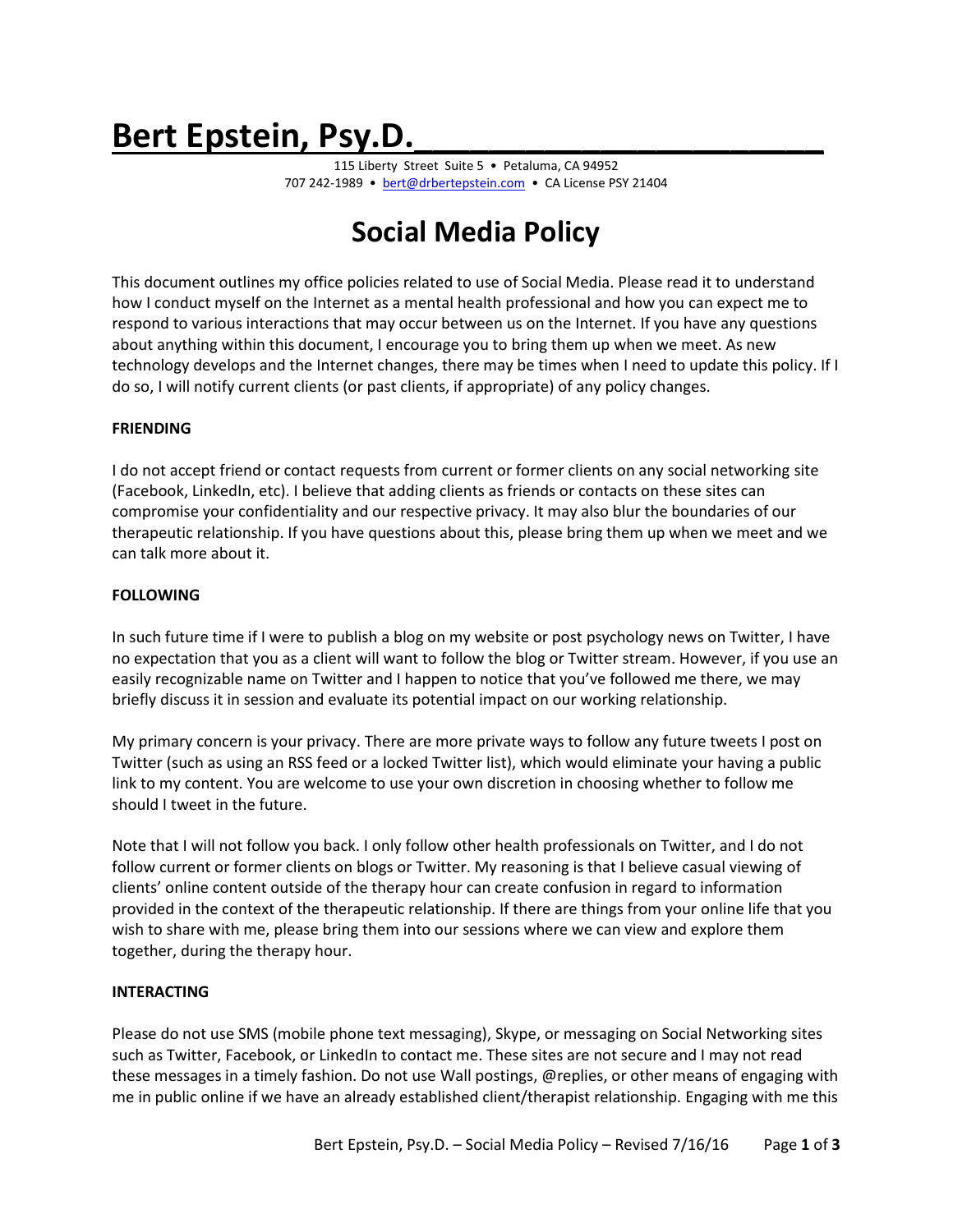# Bert Epstein, Psy.D.

115 Liberty Street Suite 5 • Petaluma, CA 94952
707 242-1989 • bert@drbertepstein.com • CA License PSY 21404

## Social Media Policy

This document outlines my office policies related to use of Social Media. Please read it to understand how I conduct myself on the Internet as a mental health professional and how you can expect me to respond to various interactions that may occur between us on the Internet. If you have any questions about anything within this document, I encourage you to bring them up when we meet. As new technology develops and the Internet changes, there may be times when I need to update this policy. If I do so, I will notify current clients (or past clients, if appropriate) of any policy changes.

**FRIENDING**

I do not accept friend or contact requests from current or former clients on any social networking site (Facebook, LinkedIn, etc). I believe that adding clients as friends or contacts on these sites can compromise your confidentiality and our respective privacy. It may also blur the boundaries of our therapeutic relationship. If you have questions about this, please bring them up when we meet and we can talk more about it.

**FOLLOWING**

In such future time if I were to publish a blog on my website or post psychology news on Twitter, I have no expectation that you as a client will want to follow the blog or Twitter stream. However, if you use an easily recognizable name on Twitter and I happen to notice that you've followed me there, we may briefly discuss it in session and evaluate its potential impact on our working relationship.

My primary concern is your privacy. There are more private ways to follow any future tweets I post on Twitter (such as using an RSS feed or a locked Twitter list), which would eliminate your having a public link to my content. You are welcome to use your own discretion in choosing whether to follow me should I tweet in the future.

Note that I will not follow you back. I only follow other health professionals on Twitter, and I do not follow current or former clients on blogs or Twitter. My reasoning is that I believe casual viewing of clients' online content outside of the therapy hour can create confusion in regard to information provided in the context of the therapeutic relationship. If there are things from your online life that you wish to share with me, please bring them into our sessions where we can view and explore them together, during the therapy hour.

**INTERACTING**

Please do not use SMS (mobile phone text messaging), Skype, or messaging on Social Networking sites such as Twitter, Facebook, or LinkedIn to contact me. These sites are not secure and I may not read these messages in a timely fashion. Do not use Wall postings, @replies, or other means of engaging with me in public online if we have an already established client/therapist relationship. Engaging with me this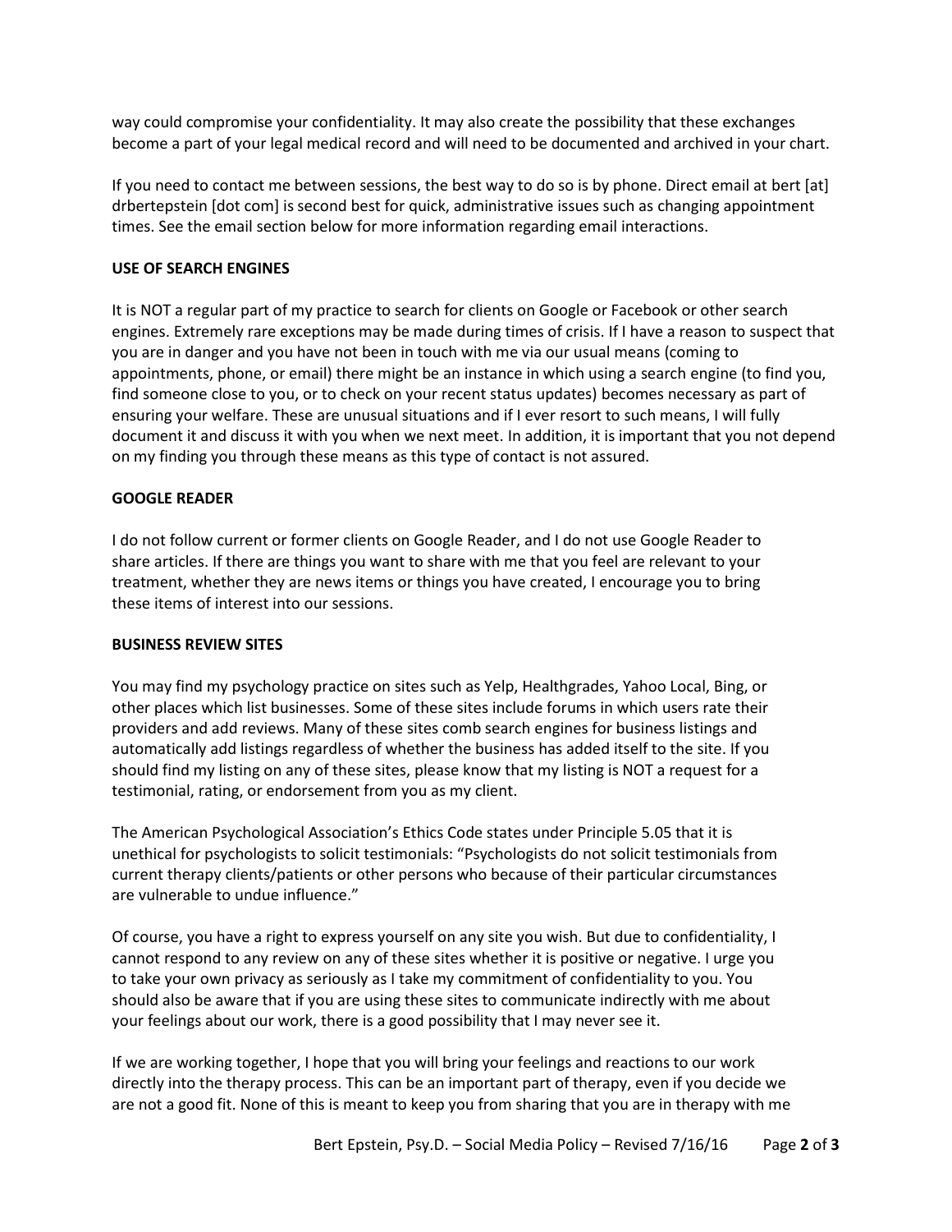way could compromise your confidentiality. It may also create the possibility that these exchanges become a part of your legal medical record and will need to be documented and archived in your chart.

If you need to contact me between sessions, the best way to do so is by phone. Direct email at bert [at] drbertepstein [dot com] is second best for quick, administrative issues such as changing appointment times. See the email section below for more information regarding email interactions.

**USE OF SEARCH ENGINES**

It is NOT a regular part of my practice to search for clients on Google or Facebook or other search engines. Extremely rare exceptions may be made during times of crisis. If I have a reason to suspect that you are in danger and you have not been in touch with me via our usual means (coming to appointments, phone, or email) there might be an instance in which using a search engine (to find you, find someone close to you, or to check on your recent status updates) becomes necessary as part of ensuring your welfare. These are unusual situations and if I ever resort to such means, I will fully document it and discuss it with you when we next meet. In addition, it is important that you not depend on my finding you through these means as this type of contact is not assured.

**GOOGLE READER**

I do not follow current or former clients on Google Reader, and I do not use Google Reader to share articles. If there are things you want to share with me that you feel are relevant to your treatment, whether they are news items or things you have created, I encourage you to bring these items of interest into our sessions.

**BUSINESS REVIEW SITES**

You may find my psychology practice on sites such as Yelp, Healthgrades, Yahoo Local, Bing, or other places which list businesses. Some of these sites include forums in which users rate their providers and add reviews. Many of these sites comb search engines for business listings and automatically add listings regardless of whether the business has added itself to the site. If you should find my listing on any of these sites, please know that my listing is NOT a request for a testimonial, rating, or endorsement from you as my client.

The American Psychological Association's Ethics Code states under Principle 5.05 that it is unethical for psychologists to solicit testimonials: "Psychologists do not solicit testimonials from current therapy clients/patients or other persons who because of their particular circumstances are vulnerable to undue influence."

Of course, you have a right to express yourself on any site you wish. But due to confidentiality, I cannot respond to any review on any of these sites whether it is positive or negative. I urge you to take your own privacy as seriously as I take my commitment of confidentiality to you. You should also be aware that if you are using these sites to communicate indirectly with me about your feelings about our work, there is a good possibility that I may never see it.

If we are working together, I hope that you will bring your feelings and reactions to our work directly into the therapy process. This can be an important part of therapy, even if you decide we are not a good fit. None of this is meant to keep you from sharing that you are in therapy with me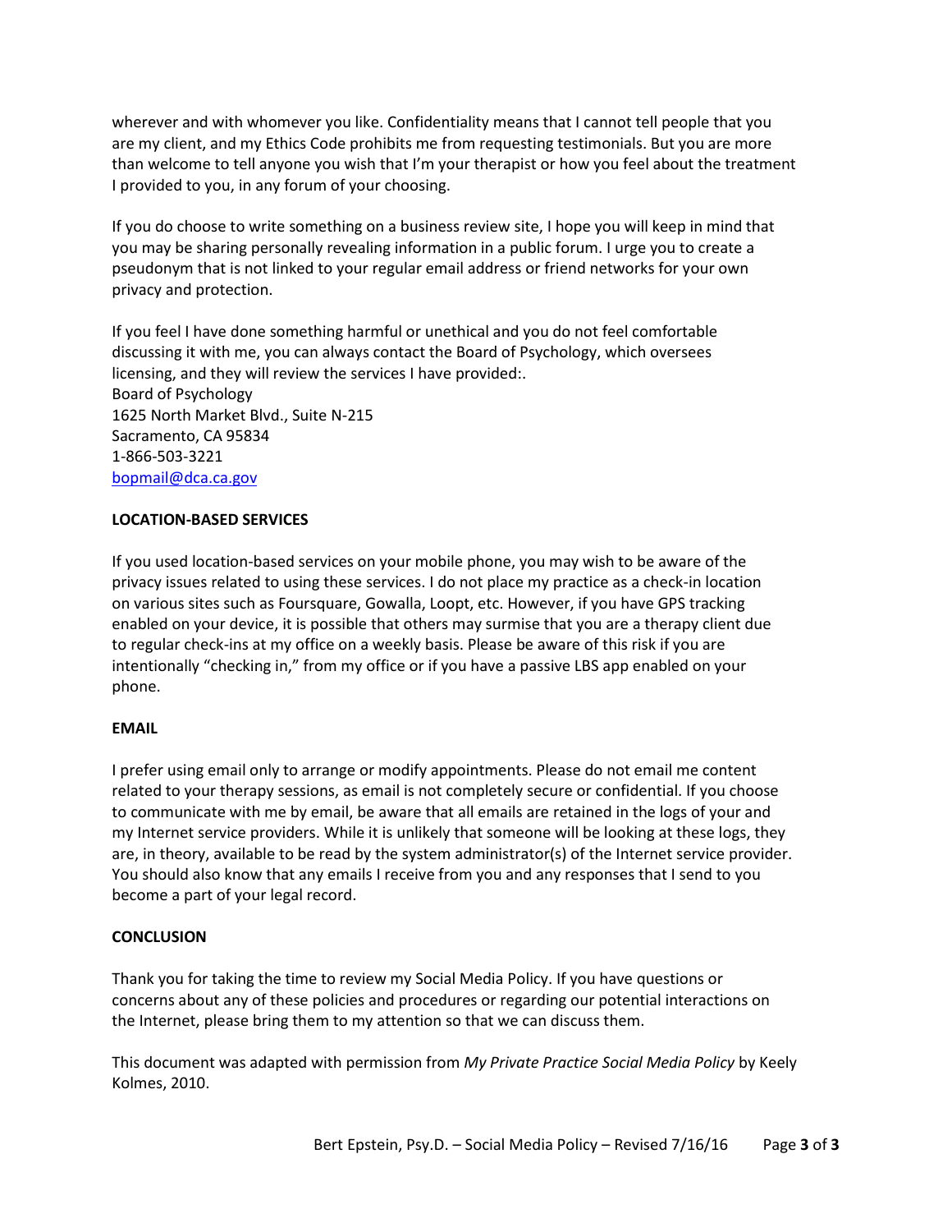wherever and with whomever you like. Confidentiality means that I cannot tell people that you are my client, and my Ethics Code prohibits me from requesting testimonials. But you are more than welcome to tell anyone you wish that I'm your therapist or how you feel about the treatment I provided to you, in any forum of your choosing.

If you do choose to write something on a business review site, I hope you will keep in mind that you may be sharing personally revealing information in a public forum. I urge you to create a pseudonym that is not linked to your regular email address or friend networks for your own privacy and protection.

If you feel I have done something harmful or unethical and you do not feel comfortable discussing it with me, you can always contact the Board of Psychology, which oversees licensing, and they will review the services I have provided:.
Board of Psychology
1625 North Market Blvd., Suite N-215
Sacramento, CA 95834
1-866-503-3221
bopmail@dca.ca.gov

**LOCATION-BASED SERVICES**

If you used location-based services on your mobile phone, you may wish to be aware of the privacy issues related to using these services. I do not place my practice as a check-in location on various sites such as Foursquare, Gowalla, Loopt, etc. However, if you have GPS tracking enabled on your device, it is possible that others may surmise that you are a therapy client due to regular check-ins at my office on a weekly basis. Please be aware of this risk if you are intentionally "checking in," from my office or if you have a passive LBS app enabled on your phone.

**EMAIL**

I prefer using email only to arrange or modify appointments. Please do not email me content related to your therapy sessions, as email is not completely secure or confidential. If you choose to communicate with me by email, be aware that all emails are retained in the logs of your and my Internet service providers. While it is unlikely that someone will be looking at these logs, they are, in theory, available to be read by the system administrator(s) of the Internet service provider. You should also know that any emails I receive from you and any responses that I send to you become a part of your legal record.

**CONCLUSION**

Thank you for taking the time to review my Social Media Policy. If you have questions or concerns about any of these policies and procedures or regarding our potential interactions on the Internet, please bring them to my attention so that we can discuss them.

This document was adapted with permission from *My Private Practice Social Media Policy* by Keely Kolmes, 2010.